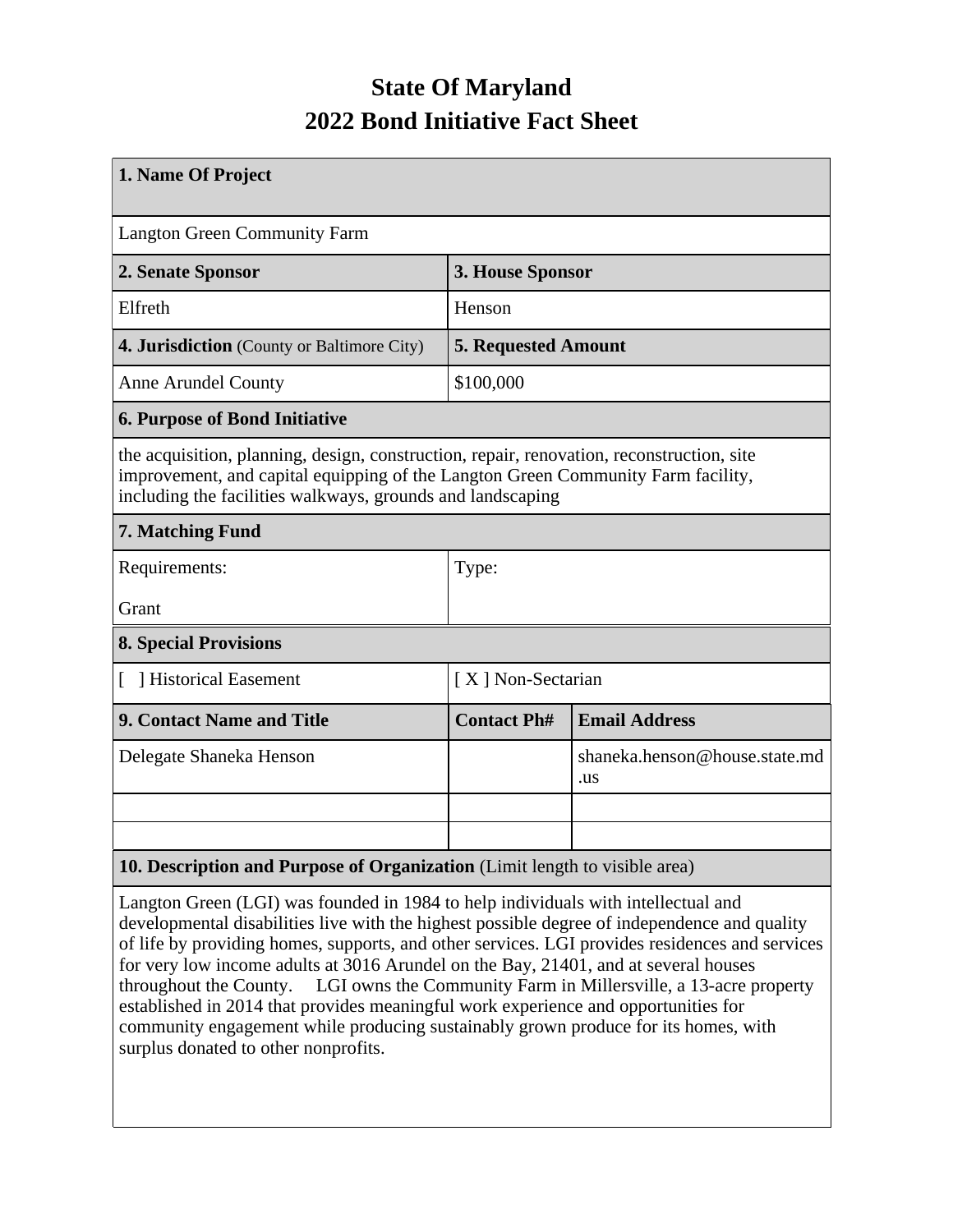# State Of Maryland
# 2022 Bond Initiative Fact Sheet

| **1. Name Of Project** | | |
|---|---|---|
| Langton Green Community Farm | | |
| **2. Senate Sponsor** | **3. House Sponsor** | |
| Elfreth | Henson | |
| **4. Jurisdiction** (County or Baltimore City) | **5. Requested Amount** | |
| Anne Arundel County | $100,000 | |
| **6. Purpose of Bond Initiative** | | |
| the acquisition, planning, design, construction, repair, renovation, reconstruction, site improvement, and capital equipping of the Langton Green Community Farm facility, including the facilities walkways, grounds and landscaping | | |
| **7. Matching Fund** | | |
| Requirements:<br><br>Grant | Type: | |
| **8. Special Provisions** | | |
| [ ] Historical Easement | [ X ] Non-Sectarian | |
| **9. Contact Name and Title** | **Contact Ph#** | **Email Address** |
| Delegate Shaneka Henson | | shaneka.henson@house.state.md.us |
| | | |
| | | |
| **10. Description and Purpose of Organization** (Limit length to visible area) | | |
| Langton Green (LGI) was founded in 1984 to help individuals with intellectual and developmental disabilities live with the highest possible degree of independence and quality of life by providing homes, supports, and other services. LGI provides residences and services for very low income adults at 3016 Arundel on the Bay, 21401, and at several houses throughout the County. LGI owns the Community Farm in Millersville, a 13-acre property established in 2014 that provides meaningful work experience and opportunities for community engagement while producing sustainably grown produce for its homes, with surplus donated to other nonprofits. | | |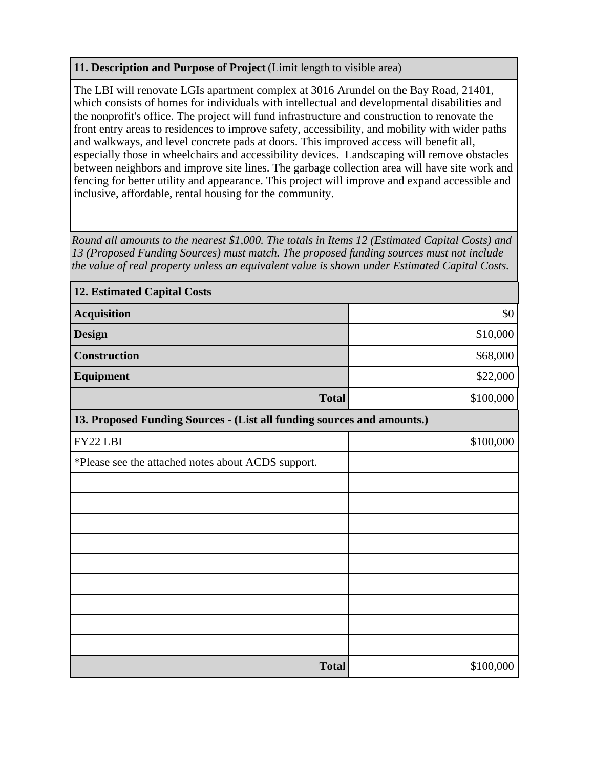**11. Description and Purpose of Project** (Limit length to visible area)

The LBI will renovate LGIs apartment complex at 3016 Arundel on the Bay Road, 21401, which consists of homes for individuals with intellectual and developmental disabilities and the nonprofit's office. The project will fund infrastructure and construction to renovate the front entry areas to residences to improve safety, accessibility, and mobility with wider paths and walkways, and level concrete pads at doors. This improved access will benefit all, especially those in wheelchairs and accessibility devices. Landscaping will remove obstacles between neighbors and improve site lines. The garbage collection area will have site work and fencing for better utility and appearance. This project will improve and expand accessible and inclusive, affordable, rental housing for the community.

*Round all amounts to the nearest $1,000. The totals in Items 12 (Estimated Capital Costs) and 13 (Proposed Funding Sources) must match. The proposed funding sources must not include the value of real property unless an equivalent value is shown under Estimated Capital Costs.*

| **12. Estimated Capital Costs** | |
|---|---|
| **Acquisition** | $0 |
| **Design** | $10,000 |
| **Construction** | $68,000 |
| **Equipment** | $22,000 |
| **Total** | $100,000 |

| **13. Proposed Funding Sources - (List all funding sources and amounts.)** | |
|---|---|
| FY22 LBI | $100,000 |
| *Please see the attached notes about ACDS support. | |
| | |
| | |
| | |
| | |
| | |
| | |
| | |
| | |
| | |
| **Total** | $100,000 |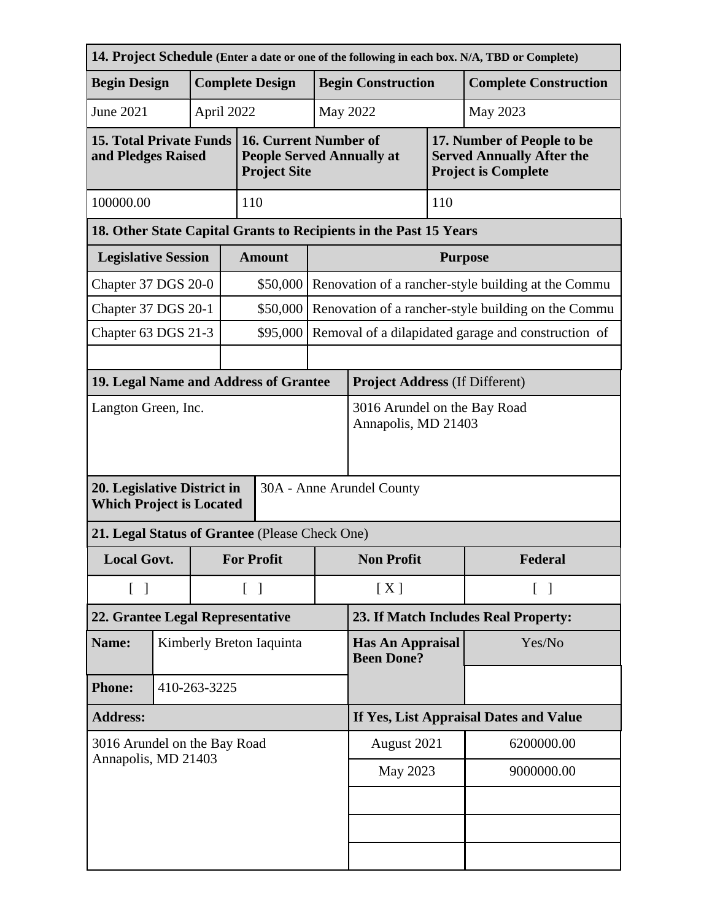| **14. Project Schedule** (Enter a date or one of the following in each box. N/A, TBD or Complete) | | | |
|---|---|---|---|
| **Begin Design** | **Complete Design** | **Begin Construction** | **Complete Construction** |
| June 2021 | April 2022 | May 2022 | May 2023 |

| **15. Total Private Funds and Pledges Raised** | **16. Current Number of People Served Annually at Project Site** | **17. Number of People to be Served Annually After the Project is Complete** |
|---|---|---|
| 100000.00 | 110 | 110 |

| **18. Other State Capital Grants to Recipients in the Past 15 Years** | | |
|---|---|---|
| **Legislative Session** | **Amount** | **Purpose** |
| Chapter 37 DGS 20-0 | $50,000 | Renovation of a rancher-style building at the Commu |
| Chapter 37 DGS 20-1 | $50,000 | Renovation of a rancher-style building on the Commu |
| Chapter 63 DGS 21-3 | $95,000 | Removal of a dilapidated garage and construction of |
| | | |

| **19. Legal Name and Address of Grantee** | **Project Address** (If Different) |
|---|---|
| Langton Green, Inc. | 3016 Arundel on the Bay Road<br>Annapolis, MD 21403 |

| **20. Legislative District in Which Project is Located** | 30A - Anne Arundel County |
|---|---|

| **21. Legal Status of Grantee** (Please Check One) | | | |
|---|---|---|---|
| **Local Govt.** | **For Profit** | **Non Profit** | **Federal** |
| [ ] | [ ] | [ X ] | [ ] |

| **22. Grantee Legal Representative** | | **23. If Match Includes Real Property:** | |
|---|---|---|---|
| **Name:** | Kimberly Breton Iaquinta | **Has An Appraisal Been Done?** | Yes/No |
| **Phone:** | 410-263-3225 | | |
| **Address:** | | **If Yes, List Appraisal Dates and Value** | |
| 3016 Arundel on the Bay Road<br>Annapolis, MD 21403 | | August 2021 | 6200000.00 |
| | | May 2023 | 9000000.00 |
| | | | |
| | | | |
| | | | |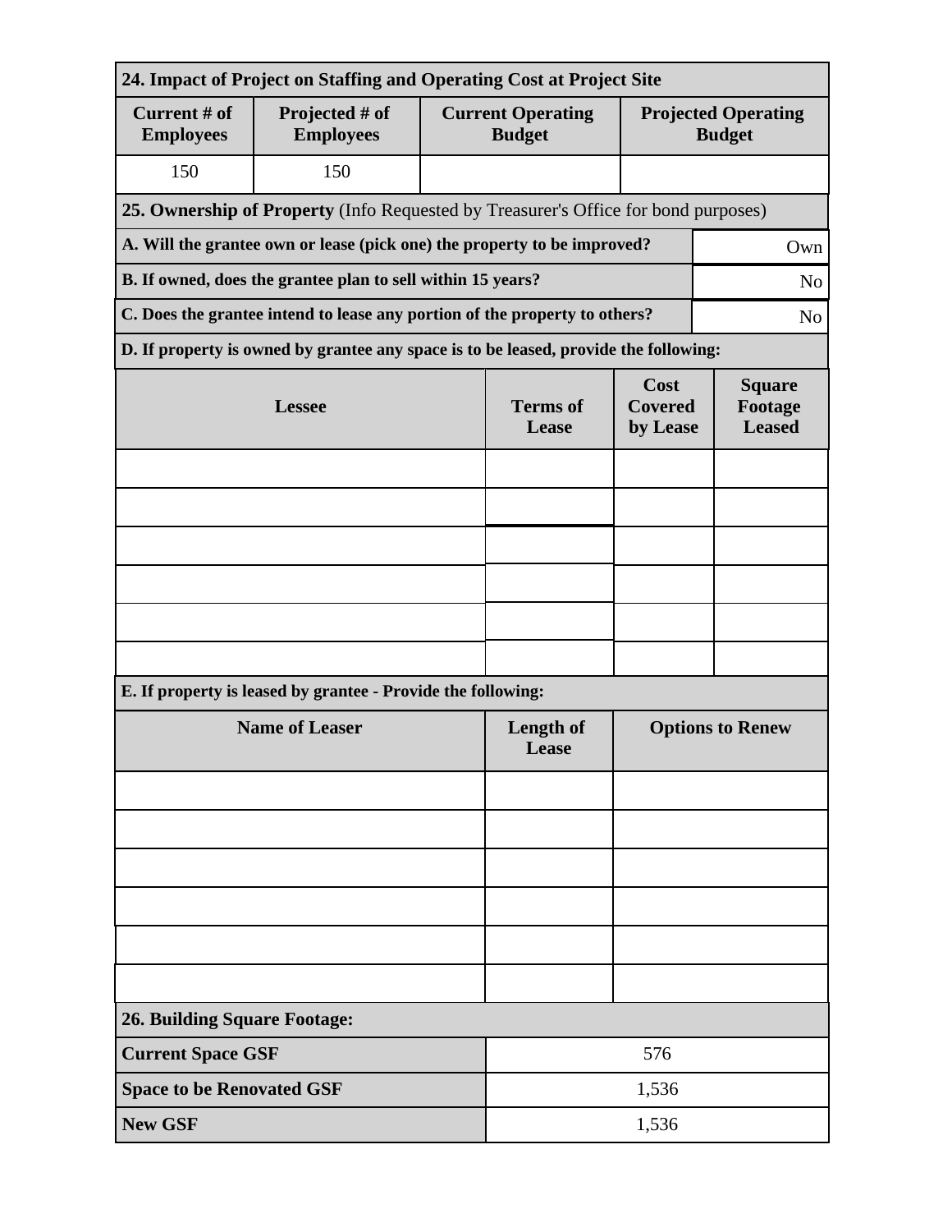| 24. Impact of Project on Staffing and Operating Cost at Project Site | | | |
|---|---|---|---|
| **Current # of Employees** | **Projected # of Employees** | **Current Operating Budget** | **Projected Operating Budget** |
| 150 | 150 | | |

| 25. Ownership of Property (Info Requested by Treasurer's Office for bond purposes) | |
|---|---|
| **A. Will the grantee own or lease (pick one) the property to be improved?** | Own |
| **B. If owned, does the grantee plan to sell within 15 years?** | No |
| **C. Does the grantee intend to lease any portion of the property to others?** | No |

**D. If property is owned by grantee any space is to be leased, provide the following:**

| Lessee | Terms of Lease | Cost Covered by Lease | Square Footage Leased |
|---|---|---|---|
| | | | |
| | | | |
| | | | |
| | | | |
| | | | |
| | | | |

**E. If property is leased by grantee - Provide the following:**

| Name of Leaser | Length of Lease | Options to Renew |
|---|---|---|
| | | |
| | | |
| | | |
| | | |
| | | |
| | | |

| 26. Building Square Footage: | |
|---|---|
| **Current Space GSF** | 576 |
| **Space to be Renovated GSF** | 1,536 |
| **New GSF** | 1,536 |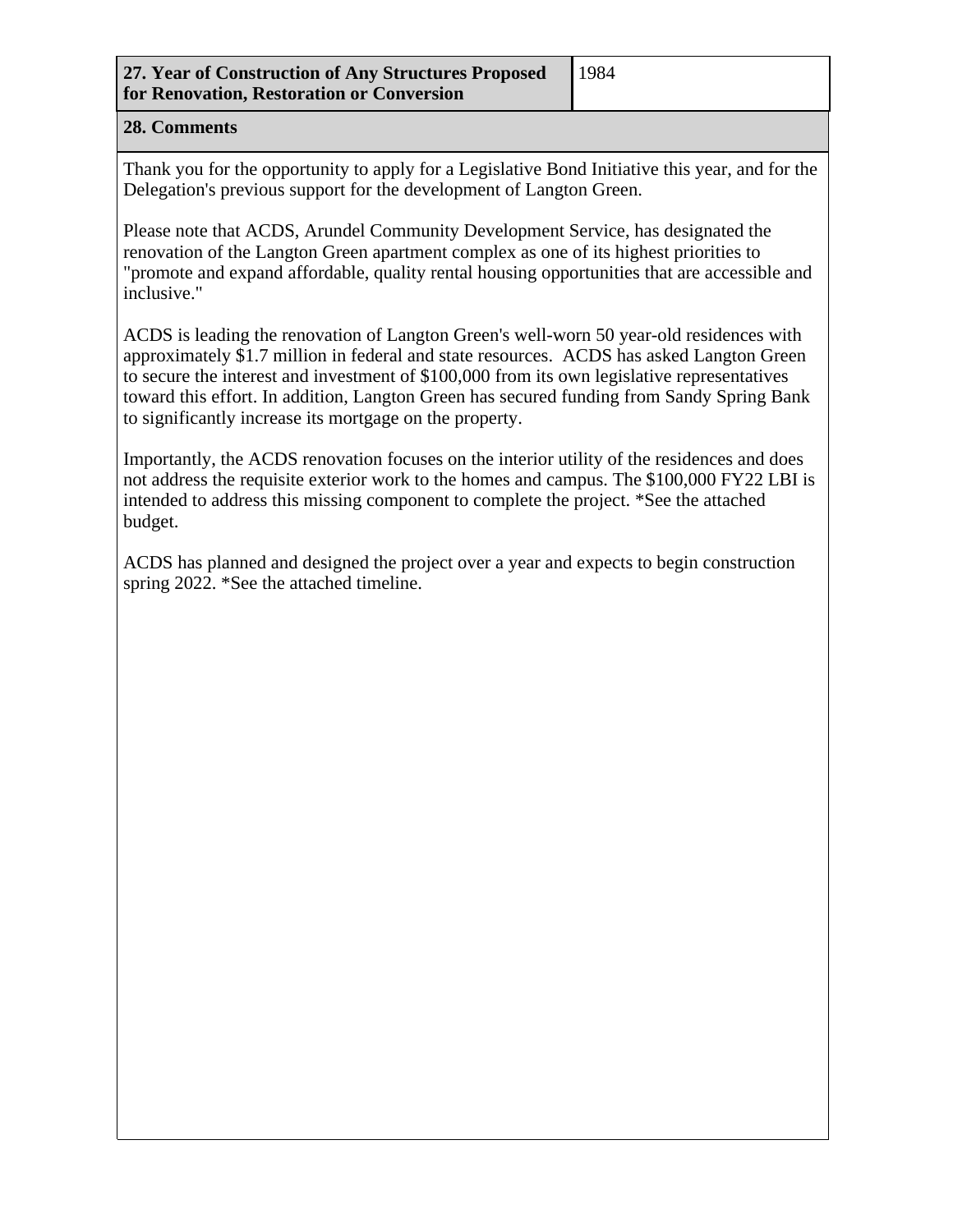| 27. Year of Construction of Any Structures Proposed for Renovation, Restoration or Conversion | 1984 |
| --- | --- |

**28. Comments**

Thank you for the opportunity to apply for a Legislative Bond Initiative this year, and for the Delegation's previous support for the development of Langton Green.

Please note that ACDS, Arundel Community Development Service, has designated the renovation of the Langton Green apartment complex as one of its highest priorities to "promote and expand affordable, quality rental housing opportunities that are accessible and inclusive."

ACDS is leading the renovation of Langton Green's well-worn 50 year-old residences with approximately $1.7 million in federal and state resources. ACDS has asked Langton Green to secure the interest and investment of $100,000 from its own legislative representatives toward this effort. In addition, Langton Green has secured funding from Sandy Spring Bank to significantly increase its mortgage on the property.

Importantly, the ACDS renovation focuses on the interior utility of the residences and does not address the requisite exterior work to the homes and campus. The $100,000 FY22 LBI is intended to address this missing component to complete the project. *See the attached budget.

ACDS has planned and designed the project over a year and expects to begin construction spring 2022. *See the attached timeline.